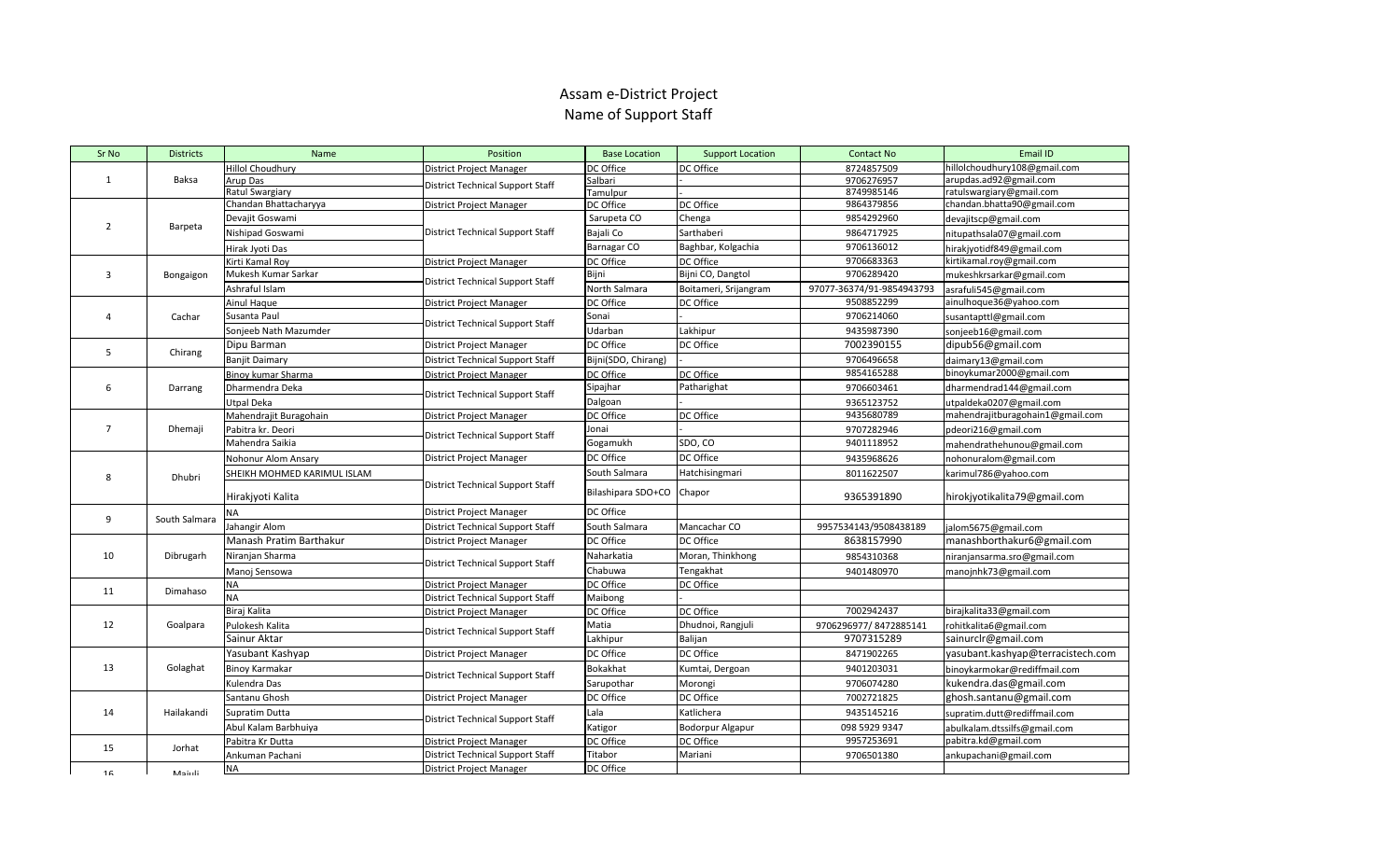# Assam e-District Project
## Name of Support Staff

| Sr No | Districts | Name | Position | Base Location | Support Location | Contact No | Email ID |
|---|---|---|---|---|---|---|---|
| 1 | Baksa | Hillol Choudhury | District Project Manager | DC Office | DC Office | 8724857509 | hillolchoudhury108@gmail.com |
| | | Arup Das | District Technical Support Staff | Salbari | - | 9706276957 | arupdas.ad92@gmail.com |
| | | Ratul Swargiary | | Tamulpur | - | 8749985146 | ratulswargiary@gmail.com |
| 2 | Barpeta | Chandan Bhattacharyya | District Project Manager | DC Office | DC Office | 9864379856 | chandan.bhatta90@gmail.com |
| | | Devajit Goswami | District Technical Support Staff | Sarupeta CO | Chenga | 9854292960 | devajitscp@gmail.com |
| | | Nishipad Goswami | | Bajali Co | Sarthaberi | 9864717925 | nitupathsala07@gmail.com |
| | | Hirak Jyoti Das | | Barnagar CO | Baghbar, Kolgachia | 9706136012 | hirakjyotidf849@gmail.com |
| 3 | Bongaigon | Kirti Kamal Roy | District Project Manager | DC Office | DC Office | 9706683363 | kirtikamal.roy@gmail.com |
| | | Mukesh Kumar Sarkar | District Technical Support Staff | Bijni | Bijni CO, Dangtol | 9706289420 | mukeshkrsarkar@gmail.com |
| | | Ashraful Islam | | North Salmara | Boitameri, Srijangram | 97077-36374/91-9854943793 | asrafuli545@gmail.com |
| 4 | Cachar | Ainul Haque | District Project Manager | DC Office | DC Office | 9508852299 | ainulhoque36@yahoo.com |
| | | Susanta Paul | District Technical Support Staff | Sonai | - | 9706214060 | susantapttl@gmail.com |
| | | Sonjeeb Nath Mazumder | | Udarban | Lakhipur | 9435987390 | sonjeeb16@gmail.com |
| 5 | Chirang | Dipu Barman | District Project Manager | DC Office | DC Office | 7002390155 | dipub56@gmail.com |
| | | Banjit Daimary | District Technical Support Staff | Bijni(SDO, Chirang) | - | 9706496658 | daimary13@gmail.com |
| 6 | Darrang | Binoy kumar Sharma | District Project Manager | DC Office | DC Office | 9854165288 | binoykumar2000@gmail.com |
| | | Dharmendra Deka | District Technical Support Staff | Sipajhar | Patharighat | 9706603461 | dharmendrad144@gmail.com |
| | | Utpal Deka | | Dalgoan | - | 9365123752 | utpaldeka0207@gmail.com |
| 7 | Dhemaji | Mahendrajit Buragohain | District Project Manager | DC Office | DC Office | 9435680789 | mahendrajitburagohain1@gmail.com |
| | | Pabitra kr. Deori | District Technical Support Staff | Jonai | - | 9707282946 | pdeori216@gmail.com |
| | | Mahendra Saikia | | Gogamukh | SDO, CO | 9401118952 | mahendrathehunou@gmail.com |
| 8 | Dhubri | Nohonur Alom Ansary | District Project Manager | DC Office | DC Office | 9435968626 | nohonuralom@gmail.com |
| | | SHEIKH MOHMED KARIMUL ISLAM | District Technical Support Staff | South Salmara | Hatchisingmari | 8011622507 | karimul786@yahoo.com |
| | | Hirakjyoti Kalita | | Bilashipara SDO+CO | Chapor | 9365391890 | hirokjyotikalita79@gmail.com |
| 9 | South Salmara | NA | District Project Manager | DC Office | | | |
| | | Jahangir Alom | District Technical Support Staff | South Salmara | Mancachar CO | 9957534143/9508438189 | jalom5675@gmail.com |
| 10 | Dibrugarh | Manash Pratim Barthakur | District Project Manager | DC Office | DC Office | 8638157990 | manashborthakur6@gmail.com |
| | | Niranjan Sharma | District Technical Support Staff | Naharkatia | Moran, Thinkhong | 9854310368 | niranjansarma.sro@gmail.com |
| | | Manoj Sensowa | | Chabuwa | Tengakhat | 9401480970 | manojnhk73@gmail.com |
| 11 | Dimahaso | NA | District Project Manager | DC Office | DC Office | | |
| | | NA | District Technical Support Staff | Maibong | - | | |
| 12 | Goalpara | Biraj Kalita | District Project Manager | DC Office | DC Office | 7002942437 | birajkalita33@gmail.com |
| | | Pulokesh Kalita | District Technical Support Staff | Matia | Dhudnoi, Rangjuli | 9706296977/ 8472885141 | rohitkalita6@gmail.com |
| | | Sainur Aktar | | Lakhipur | Balijan | 9707315289 | sainurclr@gmail.com |
| 13 | Golaghat | Yasubant Kashyap | District Project Manager | DC Office | DC Office | 8471902265 | yasubant.kashyap@terracistech.com |
| | | Binoy Karmakar | District Technical Support Staff | Bokakhat | Kumtai, Dergoan | 9401203031 | binoykarmokar@rediffmail.com |
| | | Kulendra Das | | Sarupothar | Morongi | 9706074280 | kukendra.das@gmail.com |
| 14 | Hailakandi | Santanu Ghosh | District Project Manager | DC Office | DC Office | 7002721825 | ghosh.santanu@gmail.com |
| | | Supratim Dutta | District Technical Support Staff | Lala | Katlichera | 9435145216 | supratim.dutt@rediffmail.com |
| | | Abul Kalam Barbhuiya | | Katigor | Bodorpur Algapur | 098 5929 9347 | abulkalam.dtssilfs@gmail.com |
| 15 | Jorhat | Pabitra Kr Dutta | District Project Manager | DC Office | DC Office | 9957253691 | pabitra.kd@gmail.com |
| | | Ankuman Pachani | District Technical Support Staff | Titabor | Mariani | 9706501380 | ankupachani@gmail.com |
| 16 | Majuli | NA | District Project Manager | DC Office | | | |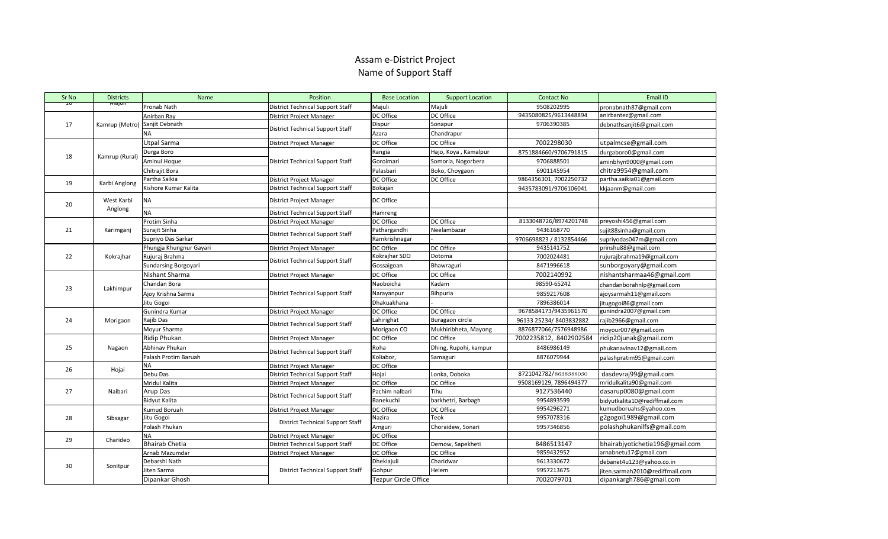# Assam e-District Project
## Name of Support Staff

| Sr No | Districts | Name | Position | Base Location | Support Location | Contact No | Email ID |
|---|---|---|---|---|---|---|---|
| 16 | Majuli | Pronab Nath | District Technical Support Staff | Majuli | Majuli | 9508202995 | pronabnath87@gmail.com |
| 17 | Kamrup (Metro) | Anirban Ray | District Project Manager | DC Office | DC Office | 9435080825/9613448894 | anirbantez@gmail.com |
| | | Sanjit Debnath | District Technical Support Staff | Dispur | Sonapur | 9706390385 | debnathsanjit6@gmail.com |
| | | NA | | Azara | Chandrapur | | |
| 18 | Kamrup (Rural) | Utpal Sarma | District Project Manager | DC Office | DC Office | 7002298030 | utpalmcse@gmail.com |
| | | Durga Boro | District Technical Support Staff | Rangia | Hajo, Koya , Kamalpur | 8751884660/9706791815 | durgaboro0@gmail.com |
| | | Aminul Hoque | | Goroimari | Somoria, Nogorbera | 9706888501 | aminbhyn9000@gmail.com |
| | | Chitrajit Bora | | Palasbari | Boko, Choygaon | 6901145954 | chitra9954@gmail.com |
| 19 | Karbi Anglong | Partha Saikia | District Project Manager | DC Office | DC Office | 9864356301, 7002250732 | partha.saikia01@gmail.com |
| | | Kishore Kumar Kalita | District Technical Support Staff | Bokajan | | 9435783091/9706106041 | kkjaanm@gmail.com |
| 20 | West Karbi Anglong | NA | District Project Manager | DC Office | | | |
| | | NA | District Technical Support Staff | Hamreng | | | |
| 21 | Karimganj | Protim Sinha | District Project Manager | DC Office | DC Office | 8133048726/8974201748 | preyoshi456@gmail.com |
| | | Surajit Sinha | District Technical Support Staff | Pathargandhi | Neelambazar | 9436168770 | sujit88sinha@gmail.com |
| | | Supriyo Das Sarkar | | Ramkrishnagar | - | 9706698823 / 8132854466 | supriyodas047m@gmail.com |
| 22 | Kokrajhar | Phungja Khungnur Gayari | District Project Manager | DC Office | DC Office | 9435141752 | prinshu88@gmail.com |
| | | Rujuraj Brahma | District Technical Support Staff | Kokrajhar SDO | Dotoma | 7002024481 | rujurajbrahma19@gmail.com |
| | | Sundarsing Borgoyari | | Gossaigoan | Bhawraguri | 8471996618 | sunborgoyary@gmail.com |
| 23 | Lakhimpur | Nishant Sharma | District Project Manager | DC Office | DC Office | 7002140992 | nishantsharmaa46@gmail.com |
| | | Chandan Bora | District Technical Support Staff | Naoboicha | Kadam | 98590-65242 | chandanborahnlp@gmail.com |
| | | Ajoy Krishna Sarma | | Narayanpur | Bihpuria | 9859217608 | ajoysarmah11@gmail.com |
| | | Jitu Gogoi | | Dhakuakhana | - | 7896386014 | jitugogoi86@gmail.com |
| 24 | Morigaon | Gunindra Kumar | District Project Manager | DC Office | DC Office | 9678584173/9435961570 | gunindra2007@gmail.com |
| | | Rajib Das | District Technical Support Staff | Lahirighat | Buragaon circle | 96133 25234/ 8403832882 | rajib2966@gmail.com |
| | | Moyur Sharma | | Morigaon CO | Mukhiribheta, Mayong | 8876877066/7576948986 | moyour007@gmail.com |
| 25 | Nagaon | Ridip Phukan | District Project Manager | DC Office | DC Office | 7002235812, 8402902584 | ridip20junak@gmail.com |
| | | Abhinav Phukan | District Technical Support Staff | Roha | Dhing, Rupohi, kampur | 8486986149 | phukanavinav12@gmail.com |
| | | Palash Protim Baruah | | Koliabor, | Samaguri | 8876079944 | palashpratim95@gmail.com |
| 26 | Hojai | NA | District Project Manager | DC Office | | | |
| | | Debu Das | District Technical Support Staff | Hojai | Lonka, Doboka | 8721042782/8638388030 | dasdevraj99@gmail.com |
| 27 | Nalbari | Mridul Kalita | District Project Manager | DC Office | DC Office | 9508169129, 7896494377 | mridulkalita90@gmail.com |
| | | Arup Das | District Technical Support Staff | Pachim nalbari | Tihu | 9127536440 | dasarup0080@gmail.com |
| | | Bidyut Kalita | | Banekuchi | barkhetri, Barbagh | 9954893599 | bidyutkalita10@rediffmail.com |
| 28 | Sibsagar | Kumud Boruah | District Project Manager | DC Office | DC Office | 9954296271 | kumudboruahs@yahoo.com |
| | | Jitu Gogoi | District Technical Support Staff | Nazira | Teok | 9957078316 | g2gogoi1989@gmail.com |
| | | Polash Phukan | | Amguri | Choraidew, Sonari | 9957346856 | polashphukanilfs@gmail.com |
| 29 | Charideo | NA | District Project Manager | DC Office | | | |
| | | Bhairab Chetia | District Technical Support Staff | DC Office | Demow, Sapekheti | 8486513147 | bhairabjyotichetia196@gmail.com |
| 30 | Sonitpur | Arnab Mazumdar | District Project Manager | DC Office | DC Office | 9859432952 | arnabnetu17@gmail.com |
| | | Debarshi Nath | District Technical Support Staff | Dhekiajuli | Charidwar | 9613330672 | debanet4u123@yahoo.co.in |
| | | Jiten Sarma | | Gohpur | Helem | 9957213675 | jiten.sarmah2010@rediffmail.com |
| | | Dipankar Ghosh | | Tezpur Circle Office | | 7002079701 | dipankargh786@gmail.com |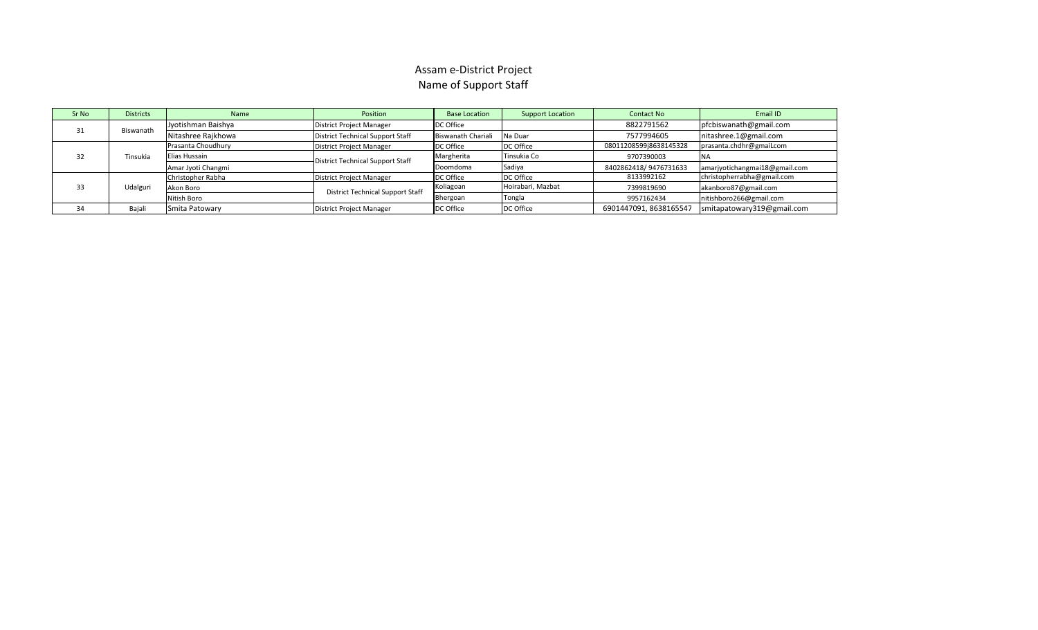# Assam e-District Project

## Name of Support Staff

| Sr No | Districts | Name | Position | Base Location | Support Location | Contact No | Email ID |
|---|---|---|---|---|---|---|---|
| 31 | Biswanath | Jyotishman Baishya | District Project Manager | DC Office | | 8822791562 | pfcbiswanath@gmail.com |
| | | Nitashree Rajkhowa | District Technical Support Staff | Biswanath Chariali | Na Duar | 7577994605 | nitashree.1@gmail.com |
| 32 | Tinsukia | Prasanta Choudhury | District Project Manager | DC Office | DC Office | 08011208599j8638145328 | prasanta.chdhr@gmaiLcom |
| | | Elias Hussain | District Technical Support Staff | Margherita | Tinsukia Co | 9707390003 | NA |
| | | Amar Jyoti Changmi | | Doomdoma | Sadiya | 8402862418/ 9476731633 | amarjyotichangmai18@gmail.com |
| 33 | Udalguri | Christopher Rabha | District Project Manager | DC Office | DC Office | 8133992162 | christopherrabha@gmail.com |
| | | Akon Boro | District Technical Support Staff | Koliagoan | Hoirabari, Mazbat | 7399819690 | akanboro87@gmail.com |
| | | Nitish Boro | | Bhergoan | Tongla | 9957162434 | nitishboro266@gmail.com |
| 34 | Bajali | Smita Patowary | District Project Manager | DC Office | DC Office | 6901447091, 8638165547 | smitapatowary319@gmail.com |